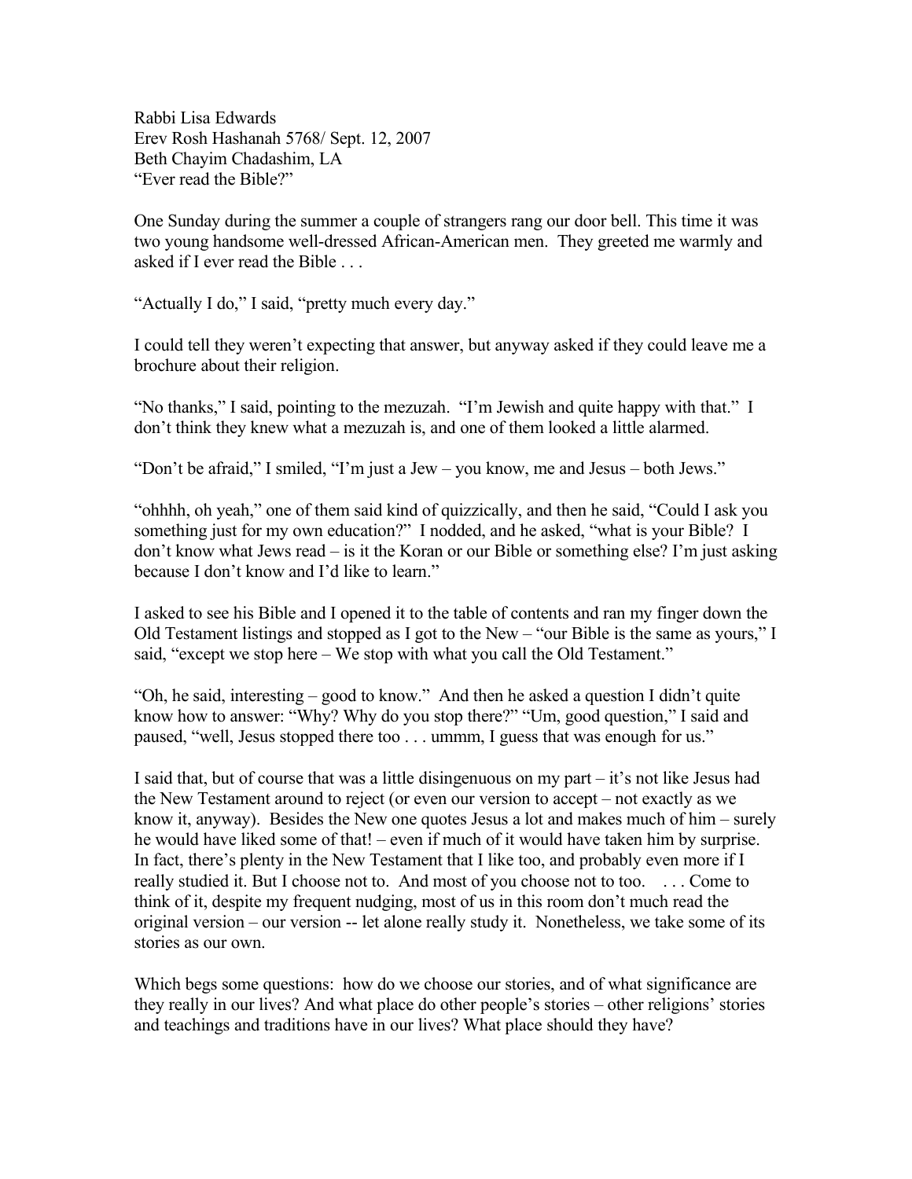Rabbi Lisa Edwards
Erev Rosh Hashanah 5768/ Sept. 12, 2007
Beth Chayim Chadashim, LA
"Ever read the Bible?"

One Sunday during the summer a couple of strangers rang our door bell. This time it was two young handsome well-dressed African-American men. They greeted me warmly and asked if I ever read the Bible . . .

"Actually I do," I said, "pretty much every day."

I could tell they weren't expecting that answer, but anyway asked if they could leave me a brochure about their religion.

"No thanks," I said, pointing to the mezuzah. "I'm Jewish and quite happy with that." I don't think they knew what a mezuzah is, and one of them looked a little alarmed.

"Don't be afraid," I smiled, "I'm just a Jew – you know, me and Jesus – both Jews."

"ohhhh, oh yeah," one of them said kind of quizzically, and then he said, "Could I ask you something just for my own education?" I nodded, and he asked, "what is your Bible? I don't know what Jews read – is it the Koran or our Bible or something else? I'm just asking because I don't know and I'd like to learn."

I asked to see his Bible and I opened it to the table of contents and ran my finger down the Old Testament listings and stopped as I got to the New – "our Bible is the same as yours," I said, "except we stop here – We stop with what you call the Old Testament."

"Oh, he said, interesting – good to know." And then he asked a question I didn't quite know how to answer: "Why? Why do you stop there?" "Um, good question," I said and paused, "well, Jesus stopped there too . . . ummm, I guess that was enough for us."

I said that, but of course that was a little disingenuous on my part – it's not like Jesus had the New Testament around to reject (or even our version to accept – not exactly as we know it, anyway). Besides the New one quotes Jesus a lot and makes much of him – surely he would have liked some of that! – even if much of it would have taken him by surprise. In fact, there's plenty in the New Testament that I like too, and probably even more if I really studied it. But I choose not to. And most of you choose not to too. . . . Come to think of it, despite my frequent nudging, most of us in this room don't much read the original version – our version -- let alone really study it. Nonetheless, we take some of its stories as our own.

Which begs some questions: how do we choose our stories, and of what significance are they really in our lives? And what place do other people's stories – other religions' stories and teachings and traditions have in our lives? What place should they have?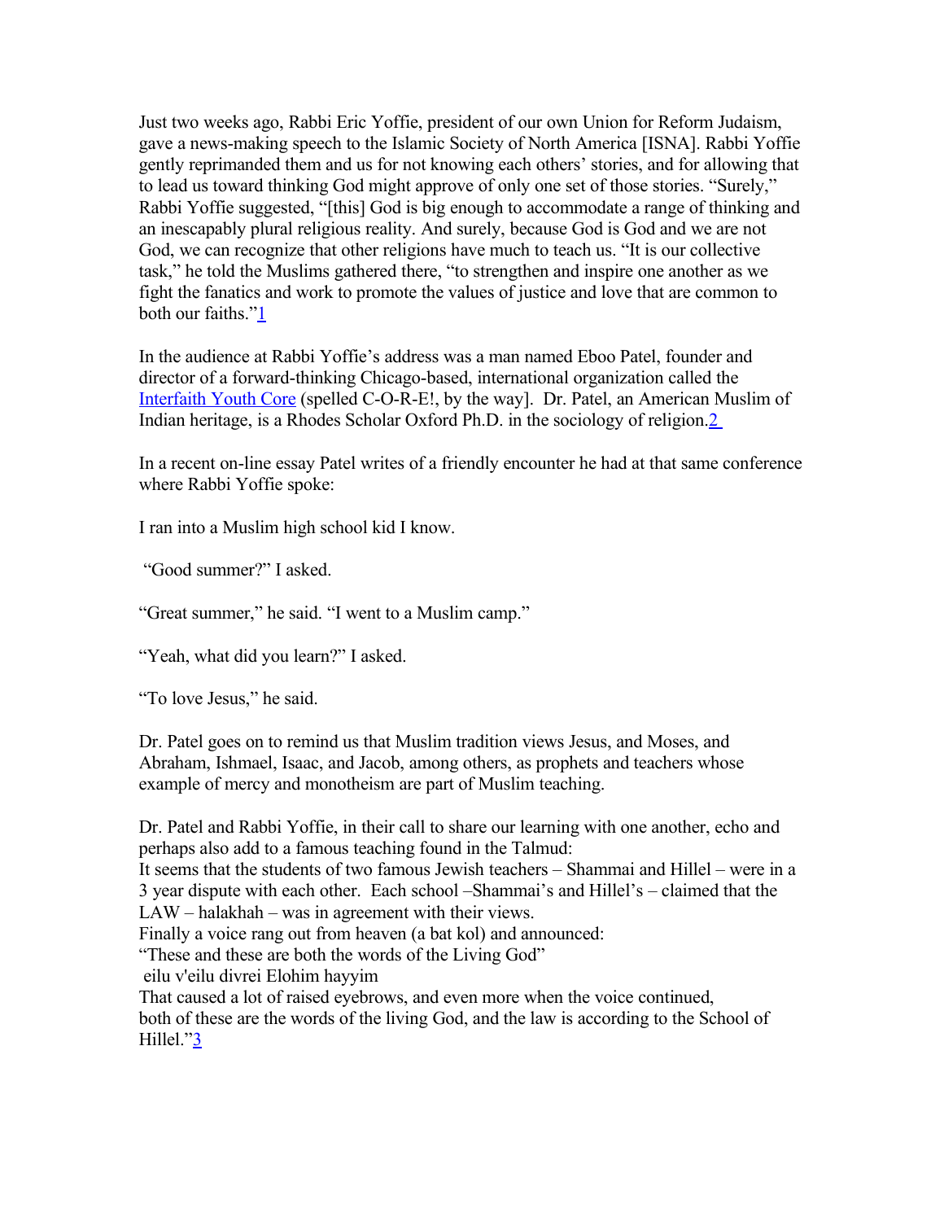Just two weeks ago, Rabbi Eric Yoffie, president of our own Union for Reform Judaism, gave a news-making speech to the Islamic Society of North America [ISNA]. Rabbi Yoffie gently reprimanded them and us for not knowing each others' stories, and for allowing that to lead us toward thinking God might approve of only one set of those stories. "Surely," Rabbi Yoffie suggested, "[this] God is big enough to accommodate a range of thinking and an inescapably plural religious reality. And surely, because God is God and we are not God, we can recognize that other religions have much to teach us. "It is our collective task," he told the Muslims gathered there, "to strengthen and inspire one another as we fight the fanatics and work to promote the values of justice and love that are common to both our faiths."[1]

In the audience at Rabbi Yoffie's address was a man named Eboo Patel, founder and director of a forward-thinking Chicago-based, international organization called the Interfaith Youth Core (spelled C-O-R-E!, by the way]. Dr. Patel, an American Muslim of Indian heritage, is a Rhodes Scholar Oxford Ph.D. in the sociology of religion.[2]

In a recent on-line essay Patel writes of a friendly encounter he had at that same conference where Rabbi Yoffie spoke:

I ran into a Muslim high school kid I know.

"Good summer?" I asked.

"Great summer," he said. "I went to a Muslim camp."

"Yeah, what did you learn?" I asked.

"To love Jesus," he said.

Dr. Patel goes on to remind us that Muslim tradition views Jesus, and Moses, and Abraham, Ishmael, Isaac, and Jacob, among others, as prophets and teachers whose example of mercy and monotheism are part of Muslim teaching.

Dr. Patel and Rabbi Yoffie, in their call to share our learning with one another, echo and perhaps also add to a famous teaching found in the Talmud:
It seems that the students of two famous Jewish teachers – Shammai and Hillel – were in a 3 year dispute with each other. Each school –Shammai's and Hillel's – claimed that the LAW – halakhah – was in agreement with their views.
Finally a voice rang out from heaven (a bat kol) and announced:
"These and these are both the words of the Living God"
eilu v'eilu divrei Elohim hayyim
That caused a lot of raised eyebrows, and even more when the voice continued,
both of these are the words of the living God, and the law is according to the School of Hillel."[3]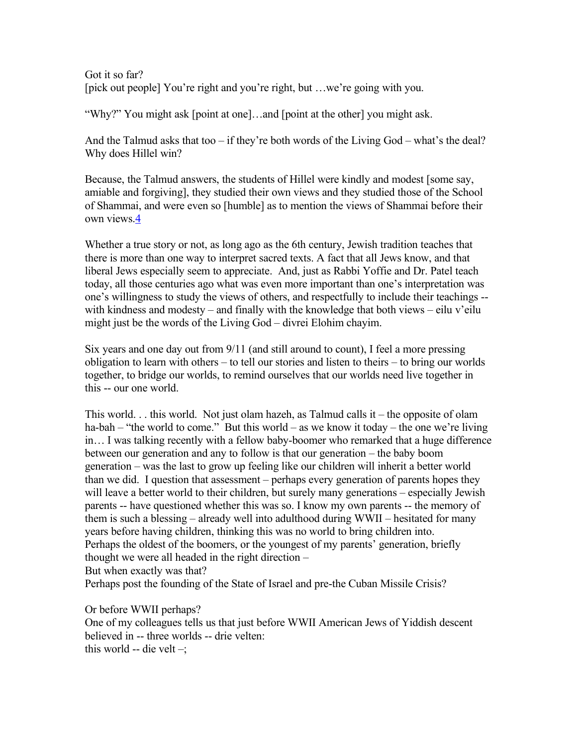Got it so far?
[pick out people] You're right and you're right, but …we're going with you.

"Why?" You might ask [point at one]…and [point at the other] you might ask.

And the Talmud asks that too – if they're both words of the Living God – what's the deal? Why does Hillel win?

Because, the Talmud answers, the students of Hillel were kindly and modest [some say, amiable and forgiving], they studied their own views and they studied those of the School of Shammai, and were even so [humble] as to mention the views of Shammai before their own views.[4]

Whether a true story or not, as long ago as the 6th century, Jewish tradition teaches that there is more than one way to interpret sacred texts. A fact that all Jews know, and that liberal Jews especially seem to appreciate. And, just as Rabbi Yoffie and Dr. Patel teach today, all those centuries ago what was even more important than one's interpretation was one's willingness to study the views of others, and respectfully to include their teachings -- with kindness and modesty – and finally with the knowledge that both views – eilu v'eilu might just be the words of the Living God – divrei Elohim chayim.

Six years and one day out from 9/11 (and still around to count), I feel a more pressing obligation to learn with others – to tell our stories and listen to theirs – to bring our worlds together, to bridge our worlds, to remind ourselves that our worlds need live together in this -- our one world.

This world. . . this world. Not just olam hazeh, as Talmud calls it – the opposite of olam ha-bah – "the world to come." But this world – as we know it today – the one we're living in… I was talking recently with a fellow baby-boomer who remarked that a huge difference between our generation and any to follow is that our generation – the baby boom generation – was the last to grow up feeling like our children will inherit a better world than we did. I question that assessment – perhaps every generation of parents hopes they will leave a better world to their children, but surely many generations – especially Jewish parents -- have questioned whether this was so. I know my own parents -- the memory of them is such a blessing – already well into adulthood during WWII – hesitated for many years before having children, thinking this was no world to bring children into.
Perhaps the oldest of the boomers, or the youngest of my parents' generation, briefly thought we were all headed in the right direction –
But when exactly was that?
Perhaps post the founding of the State of Israel and pre-the Cuban Missile Crisis?

Or before WWII perhaps?
One of my colleagues tells us that just before WWII American Jews of Yiddish descent believed in -- three worlds -- drie velten:
this world -- die velt –;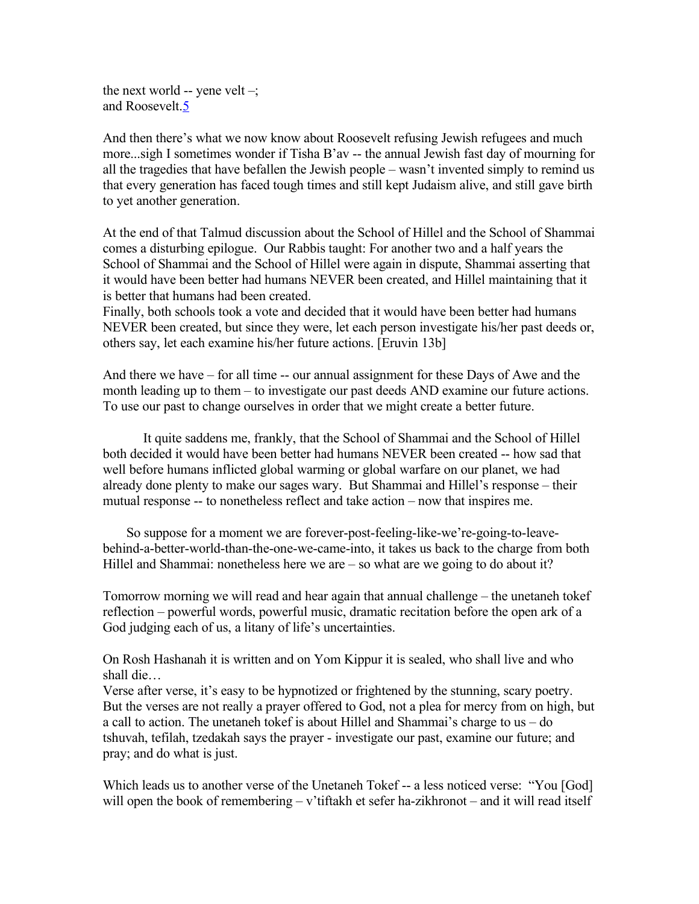the next world -- yene velt –;
and Roosevelt.[5]

And then there's what we now know about Roosevelt refusing Jewish refugees and much more...sigh I sometimes wonder if Tisha B'av -- the annual Jewish fast day of mourning for all the tragedies that have befallen the Jewish people – wasn't invented simply to remind us that every generation has faced tough times and still kept Judaism alive, and still gave birth to yet another generation.

At the end of that Talmud discussion about the School of Hillel and the School of Shammai comes a disturbing epilogue. Our Rabbis taught: For another two and a half years the School of Shammai and the School of Hillel were again in dispute, Shammai asserting that it would have been better had humans NEVER been created, and Hillel maintaining that it is better that humans had been created.
Finally, both schools took a vote and decided that it would have been better had humans NEVER been created, but since they were, let each person investigate his/her past deeds or, others say, let each examine his/her future actions. [Eruvin 13b]

And there we have – for all time -- our annual assignment for these Days of Awe and the month leading up to them – to investigate our past deeds AND examine our future actions. To use our past to change ourselves in order that we might create a better future.

It quite saddens me, frankly, that the School of Shammai and the School of Hillel both decided it would have been better had humans NEVER been created -- how sad that well before humans inflicted global warming or global warfare on our planet, we had already done plenty to make our sages wary. But Shammai and Hillel's response – their mutual response -- to nonetheless reflect and take action – now that inspires me.

So suppose for a moment we are forever-post-feeling-like-we're-going-to-leave-behind-a-better-world-than-the-one-we-came-into, it takes us back to the charge from both Hillel and Shammai: nonetheless here we are – so what are we going to do about it?

Tomorrow morning we will read and hear again that annual challenge – the unetaneh tokef reflection – powerful words, powerful music, dramatic recitation before the open ark of a God judging each of us, a litany of life's uncertainties.

On Rosh Hashanah it is written and on Yom Kippur it is sealed, who shall live and who shall die…
Verse after verse, it's easy to be hypnotized or frightened by the stunning, scary poetry. But the verses are not really a prayer offered to God, not a plea for mercy from on high, but a call to action. The unetaneh tokef is about Hillel and Shammai's charge to us – do tshuvah, tefilah, tzedakah says the prayer - investigate our past, examine our future; and pray; and do what is just.

Which leads us to another verse of the Unetaneh Tokef -- a less noticed verse: "You [God] will open the book of remembering – v'tiftakh et sefer ha-zikhronot – and it will read itself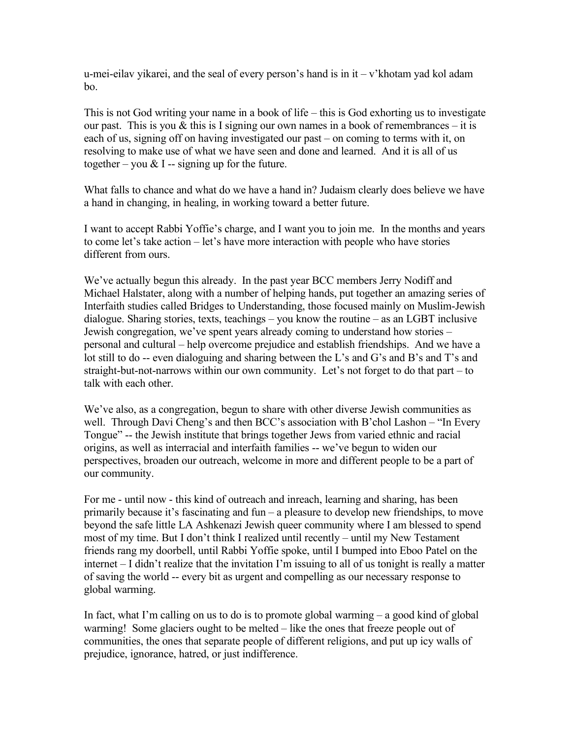u-mei-eilav yikarei, and the seal of every person's hand is in it – v'khotam yad kol adam bo.

This is not God writing your name in a book of life – this is God exhorting us to investigate our past. This is you & this is I signing our own names in a book of remembrances – it is each of us, signing off on having investigated our past – on coming to terms with it, on resolving to make use of what we have seen and done and learned. And it is all of us together – you & I -- signing up for the future.

What falls to chance and what do we have a hand in? Judaism clearly does believe we have a hand in changing, in healing, in working toward a better future.

I want to accept Rabbi Yoffie's charge, and I want you to join me. In the months and years to come let's take action – let's have more interaction with people who have stories different from ours.

We've actually begun this already. In the past year BCC members Jerry Nodiff and Michael Halstater, along with a number of helping hands, put together an amazing series of Interfaith studies called Bridges to Understanding, those focused mainly on Muslim-Jewish dialogue. Sharing stories, texts, teachings – you know the routine – as an LGBT inclusive Jewish congregation, we've spent years already coming to understand how stories – personal and cultural – help overcome prejudice and establish friendships. And we have a lot still to do -- even dialoguing and sharing between the L's and G's and B's and T's and straight-but-not-narrows within our own community. Let's not forget to do that part – to talk with each other.

We've also, as a congregation, begun to share with other diverse Jewish communities as well. Through Davi Cheng's and then BCC's association with B'chol Lashon – "In Every Tongue" -- the Jewish institute that brings together Jews from varied ethnic and racial origins, as well as interracial and interfaith families -- we've begun to widen our perspectives, broaden our outreach, welcome in more and different people to be a part of our community.

For me - until now - this kind of outreach and inreach, learning and sharing, has been primarily because it's fascinating and fun – a pleasure to develop new friendships, to move beyond the safe little LA Ashkenazi Jewish queer community where I am blessed to spend most of my time. But I don't think I realized until recently – until my New Testament friends rang my doorbell, until Rabbi Yoffie spoke, until I bumped into Eboo Patel on the internet – I didn't realize that the invitation I'm issuing to all of us tonight is really a matter of saving the world -- every bit as urgent and compelling as our necessary response to global warming.

In fact, what I'm calling on us to do is to promote global warming – a good kind of global warming! Some glaciers ought to be melted – like the ones that freeze people out of communities, the ones that separate people of different religions, and put up icy walls of prejudice, ignorance, hatred, or just indifference.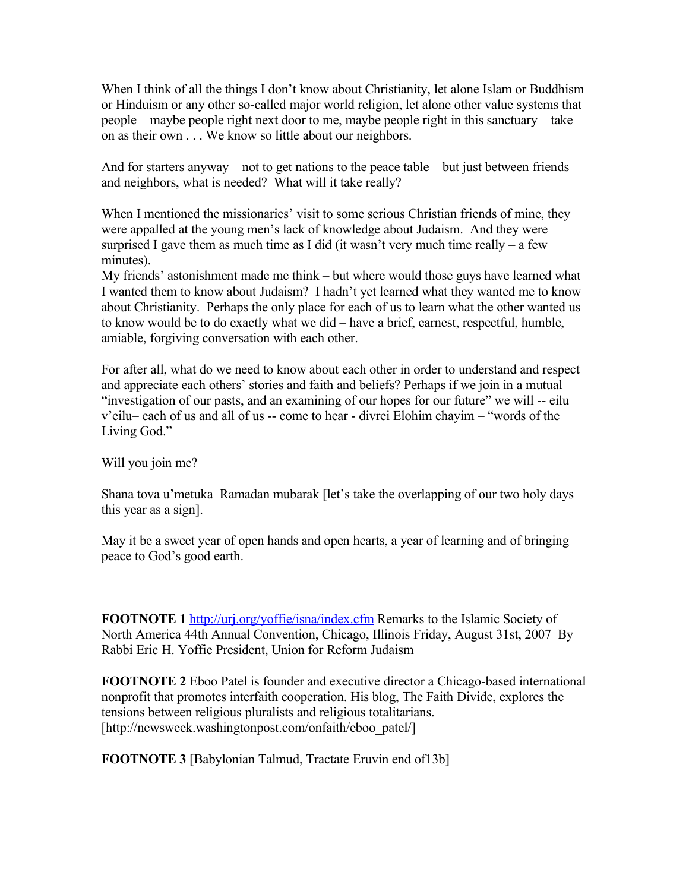When I think of all the things I don't know about Christianity, let alone Islam or Buddhism or Hinduism or any other so-called major world religion, let alone other value systems that people – maybe people right next door to me, maybe people right in this sanctuary – take on as their own . . . We know so little about our neighbors.

And for starters anyway – not to get nations to the peace table – but just between friends and neighbors, what is needed? What will it take really?

When I mentioned the missionaries' visit to some serious Christian friends of mine, they were appalled at the young men's lack of knowledge about Judaism. And they were surprised I gave them as much time as I did (it wasn't very much time really – a few minutes).
My friends' astonishment made me think – but where would those guys have learned what I wanted them to know about Judaism? I hadn't yet learned what they wanted me to know about Christianity. Perhaps the only place for each of us to learn what the other wanted us to know would be to do exactly what we did – have a brief, earnest, respectful, humble, amiable, forgiving conversation with each other.

For after all, what do we need to know about each other in order to understand and respect and appreciate each others' stories and faith and beliefs? Perhaps if we join in a mutual "investigation of our pasts, and an examining of our hopes for our future" we will -- eilu v'eilu– each of us and all of us -- come to hear - divrei Elohim chayim – "words of the Living God."

Will you join me?

Shana tova u'metuka Ramadan mubarak [let's take the overlapping of our two holy days this year as a sign].

May it be a sweet year of open hands and open hearts, a year of learning and of bringing peace to God's good earth.

**FOOTNOTE 1** http://urj.org/yoffie/isna/index.cfm Remarks to the Islamic Society of North America 44th Annual Convention, Chicago, Illinois Friday, August 31st, 2007 By Rabbi Eric H. Yoffie President, Union for Reform Judaism

**FOOTNOTE 2** Eboo Patel is founder and executive director a Chicago-based international nonprofit that promotes interfaith cooperation. His blog, The Faith Divide, explores the tensions between religious pluralists and religious totalitarians. [http://newsweek.washingtonpost.com/onfaith/eboo_patel/]

**FOOTNOTE 3** [Babylonian Talmud, Tractate Eruvin end of13b]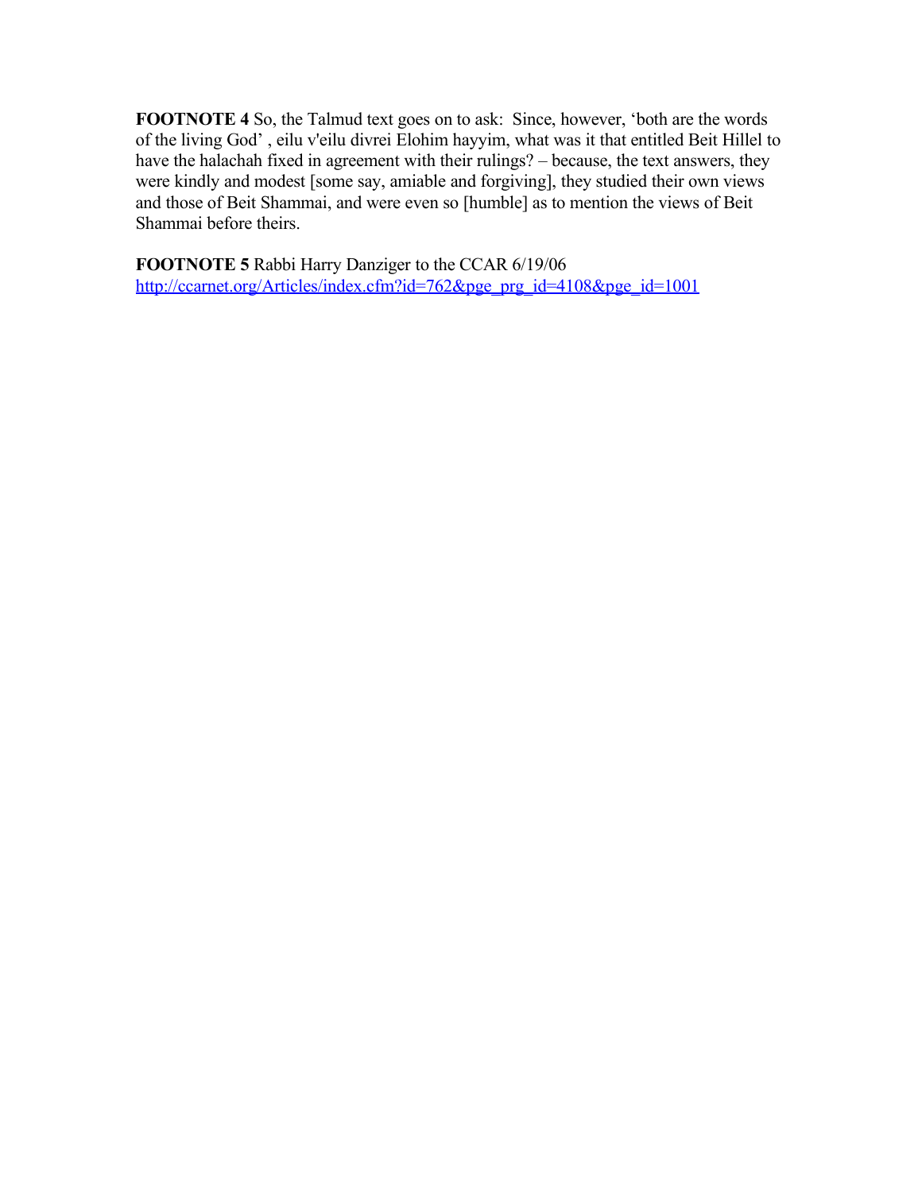**FOOTNOTE 4** So, the Talmud text goes on to ask: Since, however, 'both are the words of the living God' , eilu v'eilu divrei Elohim hayyim, what was it that entitled Beit Hillel to have the halachah fixed in agreement with their rulings? – because, the text answers, they were kindly and modest [some say, amiable and forgiving], they studied their own views and those of Beit Shammai, and were even so [humble] as to mention the views of Beit Shammai before theirs.

**FOOTNOTE 5** Rabbi Harry Danziger to the CCAR 6/19/06
http://ccarnet.org/Articles/index.cfm?id=762&pge_prg_id=4108&pge_id=1001